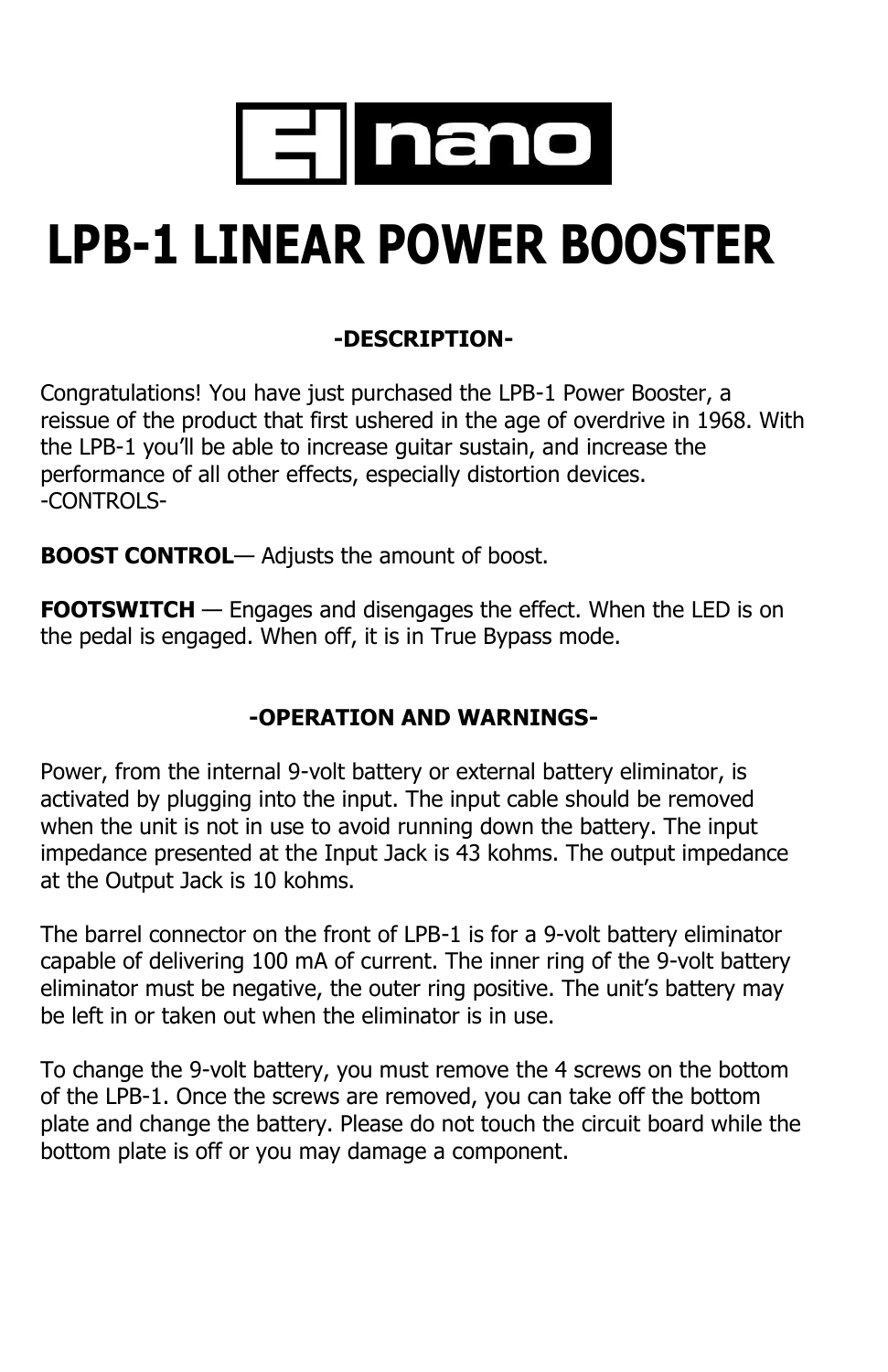EH nano

# LPB-1 LINEAR POWER BOOSTER

**-DESCRIPTION-**

Congratulations! You have just purchased the LPB-1 Power Booster, a reissue of the product that first ushered in the age of overdrive in 1968. With the LPB-1 you'll be able to increase guitar sustain, and increase the performance of all other effects, especially distortion devices.
-CONTROLS-

**BOOST CONTROL**— Adjusts the amount of boost.

**FOOTSWITCH** — Engages and disengages the effect. When the LED is on the pedal is engaged. When off, it is in True Bypass mode.

**-OPERATION AND WARNINGS-**

Power, from the internal 9-volt battery or external battery eliminator, is activated by plugging into the input. The input cable should be removed when the unit is not in use to avoid running down the battery. The input impedance presented at the Input Jack is 43 kohms. The output impedance at the Output Jack is 10 kohms.

The barrel connector on the front of LPB-1 is for a 9-volt battery eliminator capable of delivering 100 mA of current. The inner ring of the 9-volt battery eliminator must be negative, the outer ring positive. The unit's battery may be left in or taken out when the eliminator is in use.

To change the 9-volt battery, you must remove the 4 screws on the bottom of the LPB-1. Once the screws are removed, you can take off the bottom plate and change the battery. Please do not touch the circuit board while the bottom plate is off or you may damage a component.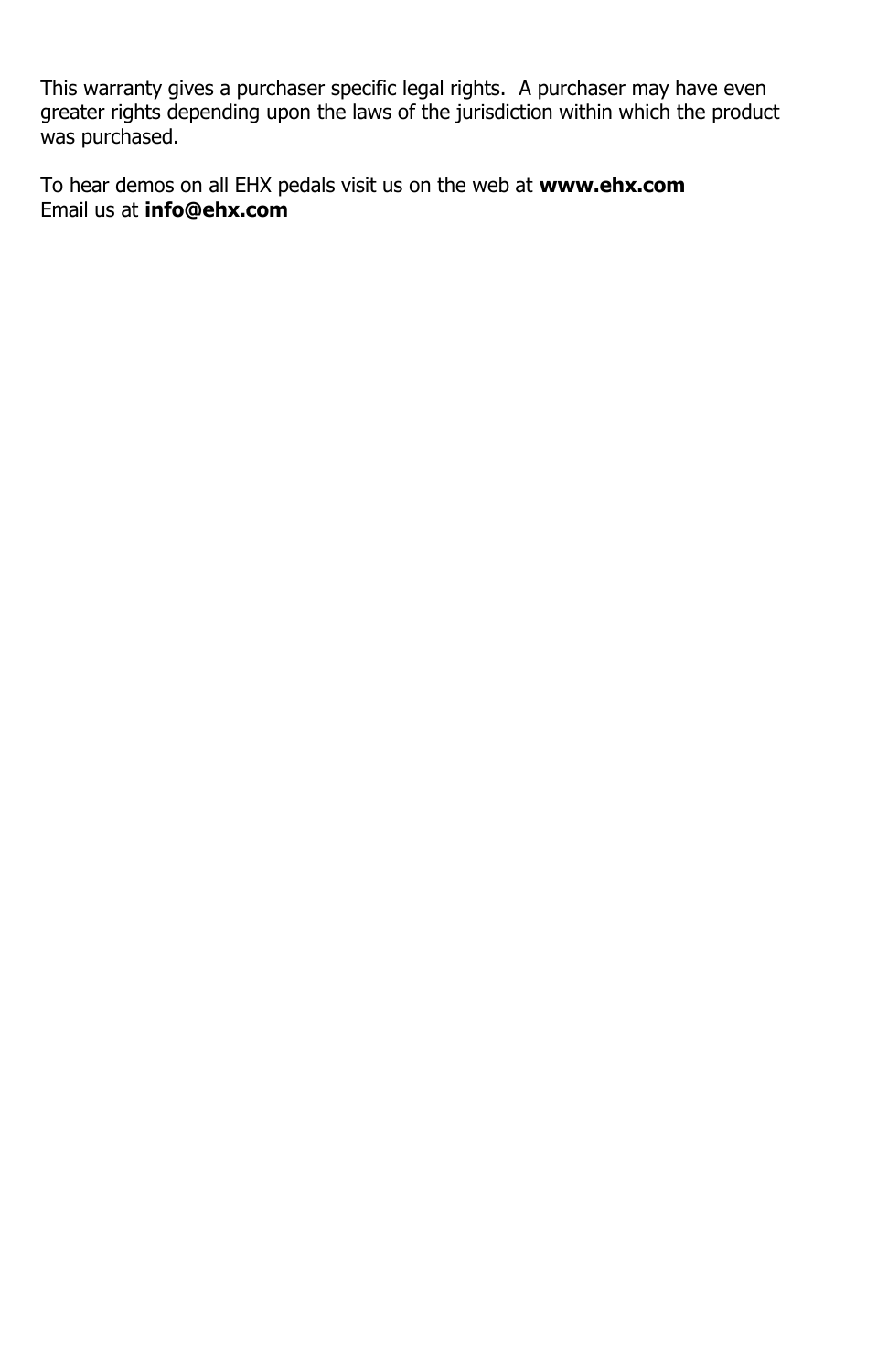This warranty gives a purchaser specific legal rights.  A purchaser may have even greater rights depending upon the laws of the jurisdiction within which the product was purchased.

To hear demos on all EHX pedals visit us on the web at **www.ehx.com**
Email us at **info@ehx.com**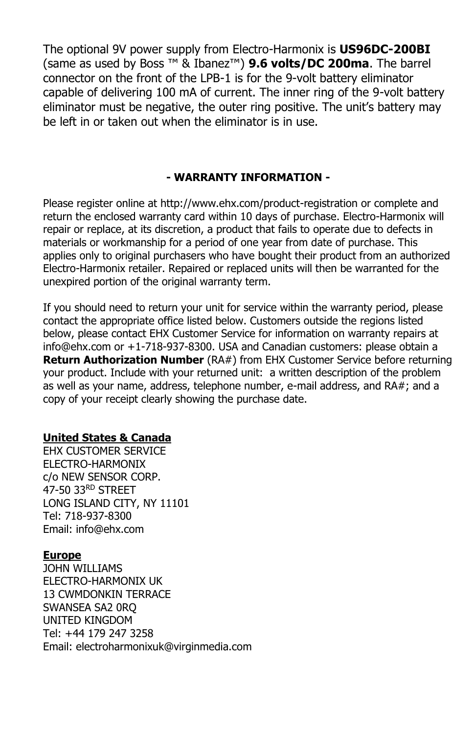The optional 9V power supply from Electro-Harmonix is **US96DC-200BI** (same as used by Boss ™ & Ibanez™) **9.6 volts/DC 200ma**. The barrel connector on the front of the LPB-1 is for the 9-volt battery eliminator capable of delivering 100 mA of current. The inner ring of the 9-volt battery eliminator must be negative, the outer ring positive. The unit's battery may be left in or taken out when the eliminator is in use.

## - WARRANTY INFORMATION -

Please register online at http://www.ehx.com/product-registration or complete and return the enclosed warranty card within 10 days of purchase. Electro-Harmonix will repair or replace, at its discretion, a product that fails to operate due to defects in materials or workmanship for a period of one year from date of purchase. This applies only to original purchasers who have bought their product from an authorized Electro-Harmonix retailer. Repaired or replaced units will then be warranted for the unexpired portion of the original warranty term.

If you should need to return your unit for service within the warranty period, please contact the appropriate office listed below. Customers outside the regions listed below, please contact EHX Customer Service for information on warranty repairs at info@ehx.com or +1-718-937-8300. USA and Canadian customers: please obtain a **Return Authorization Number** (RA#) from EHX Customer Service before returning your product. Include with your returned unit: a written description of the problem as well as your name, address, telephone number, e-mail address, and RA#; and a copy of your receipt clearly showing the purchase date.

**United States & Canada**
EHX CUSTOMER SERVICE
ELECTRO-HARMONIX
c/o NEW SENSOR CORP.
47-50 33RD STREET
LONG ISLAND CITY, NY 11101
Tel: 718-937-8300
Email: info@ehx.com

**Europe**
JOHN WILLIAMS
ELECTRO-HARMONIX UK
13 CWMDONKIN TERRACE
SWANSEA SA2 0RQ
UNITED KINGDOM
Tel: +44 179 247 3258
Email: electroharmonixuk@virginmedia.com